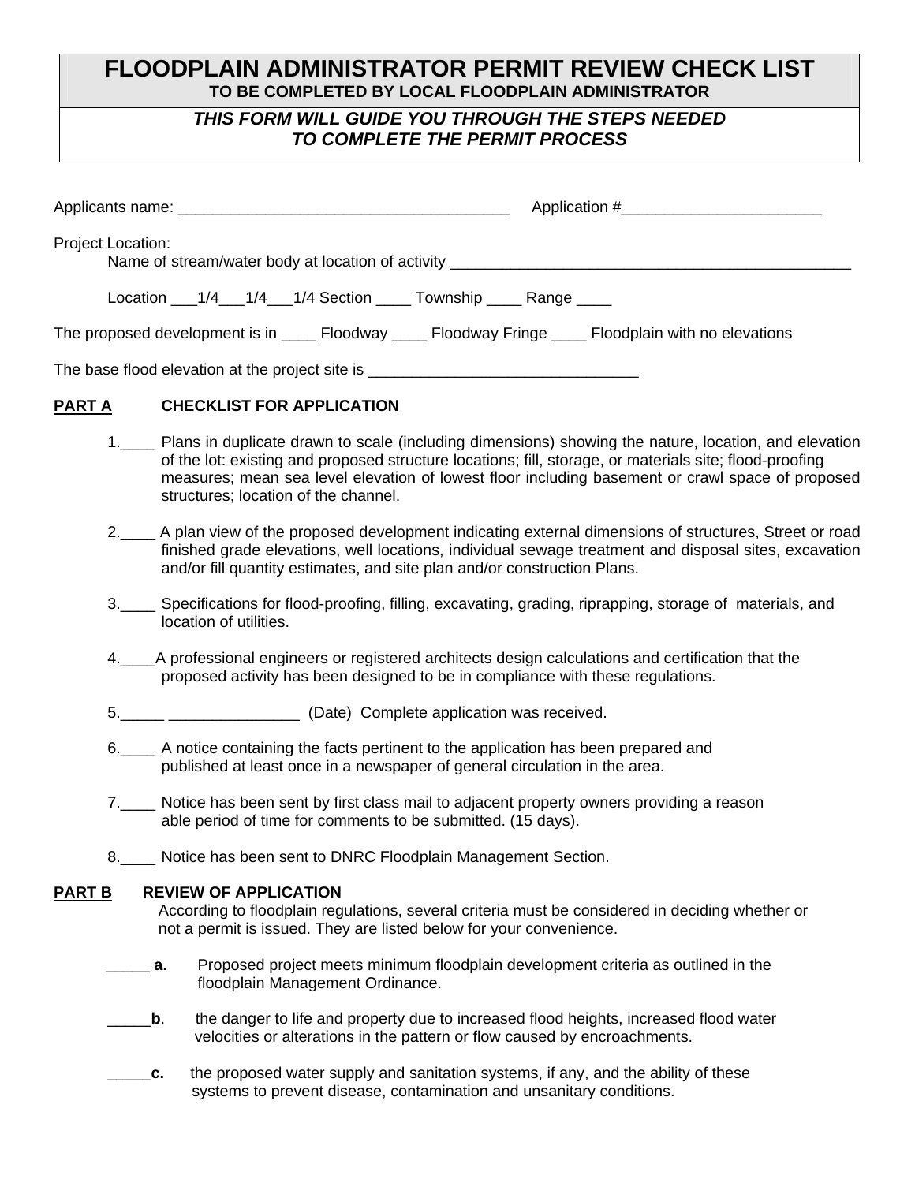# FLOODPLAIN ADMINISTRATOR PERMIT REVIEW CHECK LIST

**TO BE COMPLETED BY LOCAL FLOODPLAIN ADMINISTRATOR**

***THIS FORM WILL GUIDE YOU THROUGH THE STEPS NEEDED TO COMPLETE THE PERMIT PROCESS***

Applicants name: _______________________________________ Application #_______________________

Project Location:

Name of stream/water body at location of activity _______________________________________________

Location ___1/4___1/4___1/4 Section ____ Township ____ Range ____

The proposed development is in ____ Floodway ____ Floodway Fringe ____ Floodplain with no elevations

The base flood elevation at the project site is _______________________________

**PART A CHECKLIST FOR APPLICATION**

1.____ Plans in duplicate drawn to scale (including dimensions) showing the nature, location, and elevation of the lot: existing and proposed structure locations; fill, storage, or materials site; flood-proofing measures; mean sea level elevation of lowest floor including basement or crawl space of proposed structures; location of the channel.

2.____ A plan view of the proposed development indicating external dimensions of structures, Street or road finished grade elevations, well locations, individual sewage treatment and disposal sites, excavation and/or fill quantity estimates, and site plan and/or construction Plans.

3.____ Specifications for flood-proofing, filling, excavating, grading, riprapping, storage of materials, and location of utilities.

4.____A professional engineers or registered architects design calculations and certification that the proposed activity has been designed to be in compliance with these regulations.

5._____ _______________ (Date) Complete application was received.

6.____ A notice containing the facts pertinent to the application has been prepared and published at least once in a newspaper of general circulation in the area.

7.____ Notice has been sent by first class mail to adjacent property owners providing a reason able period of time for comments to be submitted. (15 days).

8.____ Notice has been sent to DNRC Floodplain Management Section.

**PART B REVIEW OF APPLICATION**

According to floodplain regulations, several criteria must be considered in deciding whether or not a permit is issued. They are listed below for your convenience.

_____ **a.** Proposed project meets minimum floodplain development criteria as outlined in the floodplain Management Ordinance.

_____**b**. the danger to life and property due to increased flood heights, increased flood water velocities or alterations in the pattern or flow caused by encroachments.

_____**c.** the proposed water supply and sanitation systems, if any, and the ability of these systems to prevent disease, contamination and unsanitary conditions.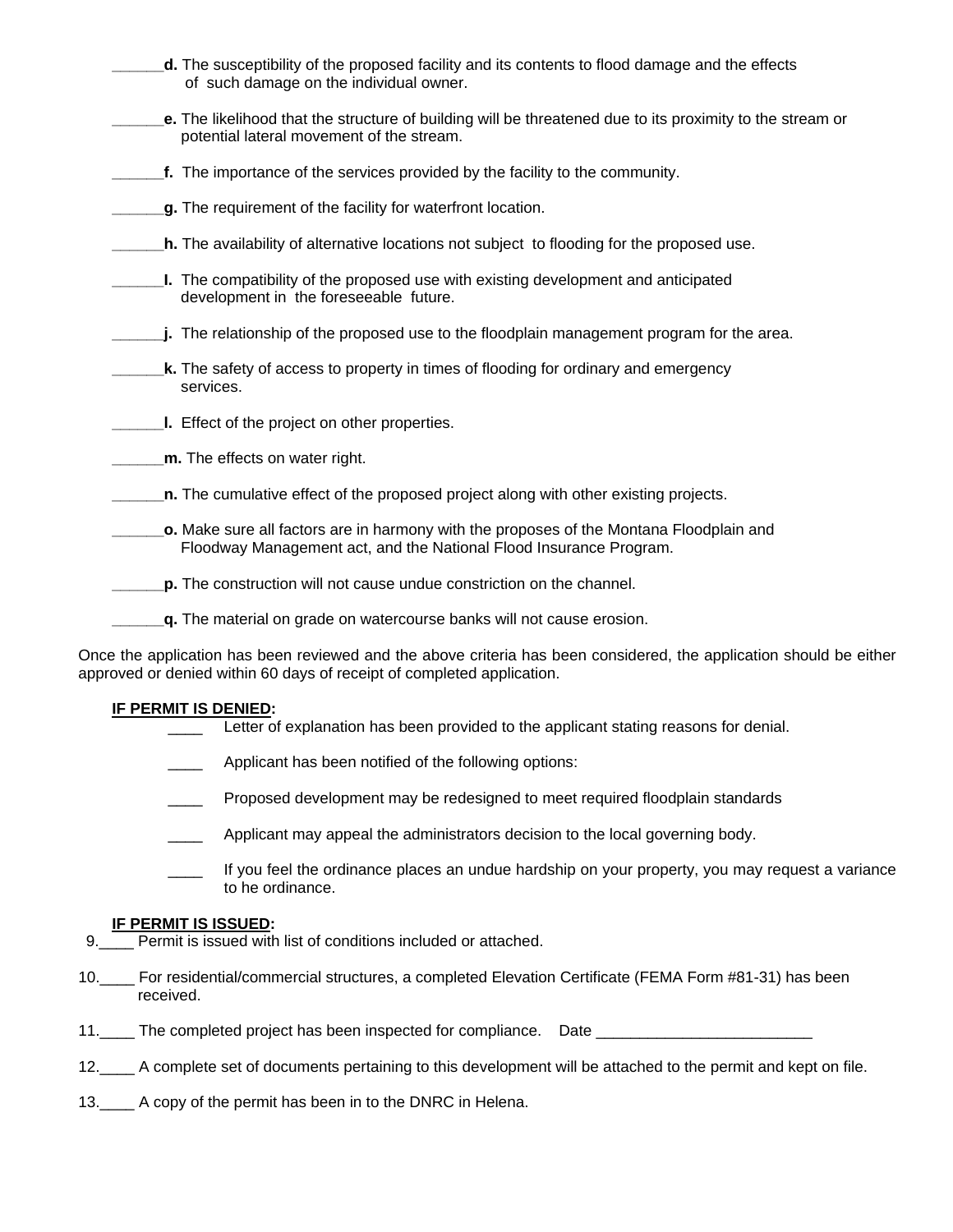______**d.** The susceptibility of the proposed facility and its contents to flood damage and the effects of such damage on the individual owner.

______**e.** The likelihood that the structure of building will be threatened due to its proximity to the stream or potential lateral movement of the stream.

______**f.** The importance of the services provided by the facility to the community.

______**g.** The requirement of the facility for waterfront location.

______**h.** The availability of alternative locations not subject to flooding for the proposed use.

______**I.** The compatibility of the proposed use with existing development and anticipated development in the foreseeable future.

______**j.** The relationship of the proposed use to the floodplain management program for the area.

______**k.** The safety of access to property in times of flooding for ordinary and emergency services.

______**l.** Effect of the project on other properties.

______**m.** The effects on water right.

______**n.** The cumulative effect of the proposed project along with other existing projects.

______**o.** Make sure all factors are in harmony with the proposes of the Montana Floodplain and Floodway Management act, and the National Flood Insurance Program.

______**p.** The construction will not cause undue constriction on the channel.

______**q.** The material on grade on watercourse banks will not cause erosion.

Once the application has been reviewed and the above criteria has been considered, the application should be either approved or denied within 60 days of receipt of completed application.

**IF PERMIT IS DENIED:**

____ Letter of explanation has been provided to the applicant stating reasons for denial.

____ Applicant has been notified of the following options:

____ Proposed development may be redesigned to meet required floodplain standards

____ Applicant may appeal the administrators decision to the local governing body.

____ If you feel the ordinance places an undue hardship on your property, you may request a variance to he ordinance.

**IF PERMIT IS ISSUED:**

9.____ Permit is issued with list of conditions included or attached.

10.____ For residential/commercial structures, a completed Elevation Certificate (FEMA Form #81-31) has been received.

11.____ The completed project has been inspected for compliance. Date _________________________

12.____ A complete set of documents pertaining to this development will be attached to the permit and kept on file.

13.____ A copy of the permit has been in to the DNRC in Helena.